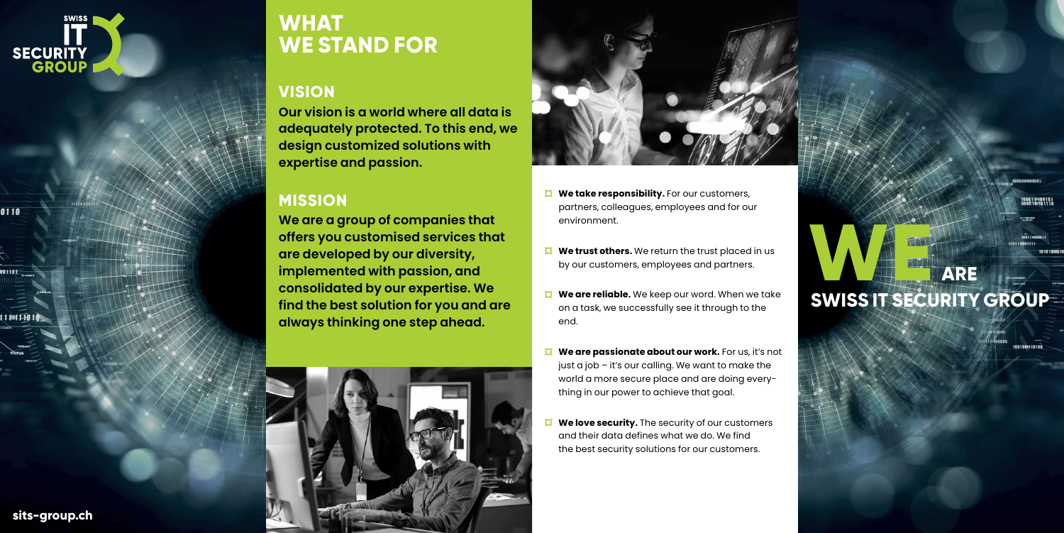SWISS IT SECURITY GROUP

# WHAT WE STAND FOR

## VISION

**Our vision is a world where all data is adequately protected. To this end, we design customized solutions with expertise and passion.**

## MISSION

**We are a group of companies that offers you customised services that are developed by our diversity, implemented with passion, and consolidated by our expertise. We find the best solution for you and are always thinking one step ahead.**

- **We take responsibility.** For our customers, partners, colleagues, employees and for our environment.
- **We trust others.** We return the trust placed in us by our customers, employees and partners.
- **We are reliable.** We keep our word. When we take on a task, we successfully see it through to the end.
- **We are passionate about our work.** For us, it's not just a job – it's our calling. We want to make the world a more secure place and are doing everything in our power to achieve that goal.
- **We love security.** The security of our customers and their data defines what we do. We find the best security solutions for our customers.

# WE ARE SWISS IT SECURITY GROUP

sits-group.ch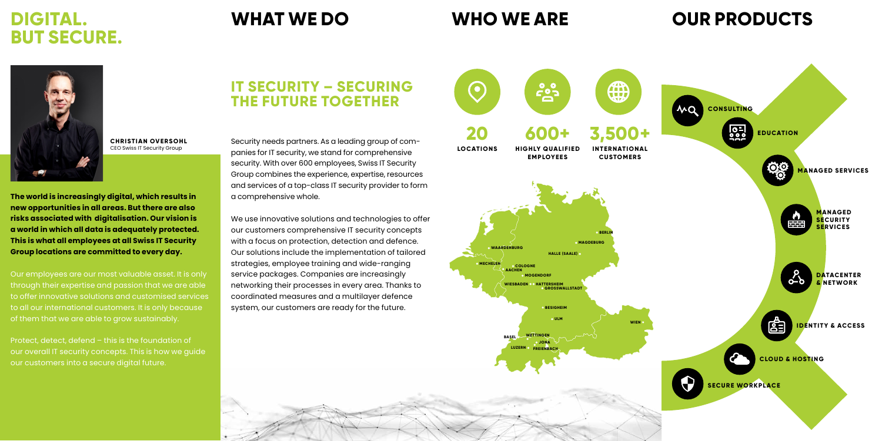# DIGITAL. BUT SECURE.

**CHRISTIAN OVERSOHL**
CEO Swiss IT Security Group

**The world is increasingly digital, which results in new opportunities in all areas. But there are also risks associated with digitalisation. Our vision is a world in which all data is adequately protected. This is what all employees at all Swiss IT Security Group locations are committed to every day.**

Our employees are our most valuable asset. It is only through their expertise and passion that we are able to offer innovative solutions and customised services to all our international customers. It is only because of them that we are able to grow sustainably.

Protect, detect, defend – this is the foundation of our overall IT security concepts. This is how we guide our customers into a secure digital future.

# WHAT WE DO

## IT SECURITY – SECURING THE FUTURE TOGETHER

Security needs partners. As a leading group of companies for IT security, we stand for comprehensive security. With over 600 employees, Swiss IT Security Group combines the experience, expertise, resources and services of a top-class IT security provider to form a comprehensive whole.

We use innovative solutions and technologies to offer our customers comprehensive IT security concepts with a focus on protection, detection and defence. Our solutions include the implementation of tailored strategies, employee training and wide-ranging service packages. Companies are increasingly networking their processes in every area. Thanks to coordinated measures and a multilayer defence system, our customers are ready for the future.

# WHO WE ARE

**20** LOCATIONS

**600+** HIGHLY QUALIFIED EMPLOYEES

**3,500+** INTERNATIONAL CUSTOMERS

BERLIN
MAGDEBURG
WAARDENBURG
HALLE (SAALE)
MECHELEN
COLOGNE
AACHEN
MOGENDORF
WIESBADEN
HATTERSHEIM
GROSSWALLSTADT
BESIGHEIM
ULM
WIEN
BASEL
WETTINGEN
JONA
LUZERN
FREIENBACH

# OUR PRODUCTS

- CONSULTING
- EDUCATION
- MANAGED SERVICES
- MANAGED SECURITY SERVICES
- DATACENTER & NETWORK
- IDENTITY & ACCESS
- CLOUD & HOSTING
- SECURE WORKPLACE